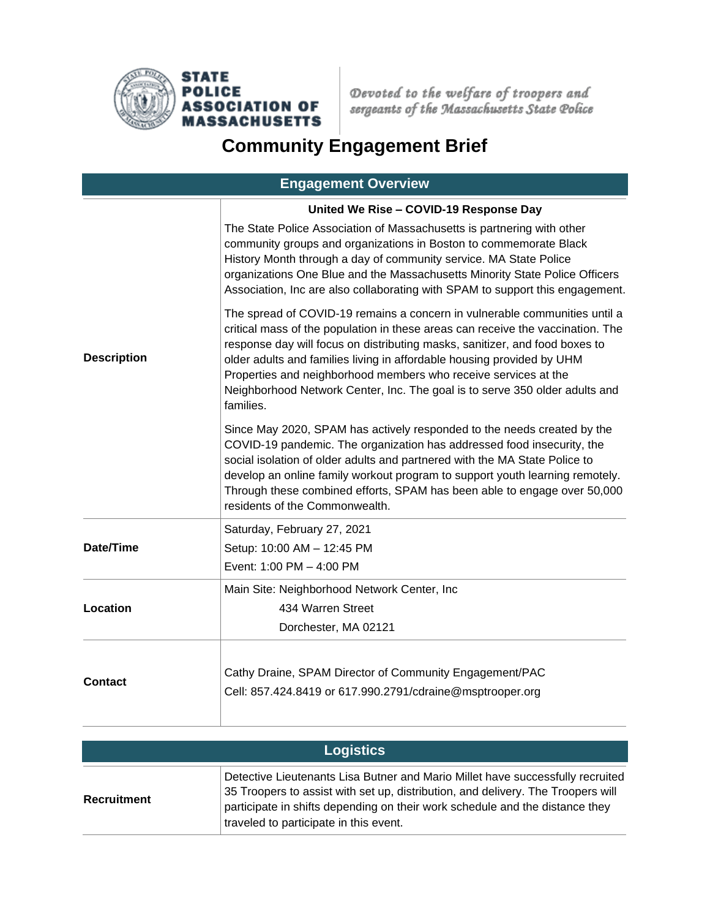**STATE POLICE ASSOCIATION OF MASSACHUSETTS**

*Devoted to the welfare of troopers and sergeants of the Massachusetts State Police*

# Community Engagement Brief

## Engagement Overview

| | |
|---|---|
| **Description** | **United We Rise – COVID-19 Response Day**<br><br>The State Police Association of Massachusetts is partnering with other community groups and organizations in Boston to commemorate Black History Month through a day of community service. MA State Police organizations One Blue and the Massachusetts Minority State Police Officers Association, Inc are also collaborating with SPAM to support this engagement.<br><br>The spread of COVID-19 remains a concern in vulnerable communities until a critical mass of the population in these areas can receive the vaccination. The response day will focus on distributing masks, sanitizer, and food boxes to older adults and families living in affordable housing provided by UHM Properties and neighborhood members who receive services at the Neighborhood Network Center, Inc. The goal is to serve 350 older adults and families.<br><br>Since May 2020, SPAM has actively responded to the needs created by the COVID-19 pandemic. The organization has addressed food insecurity, the social isolation of older adults and partnered with the MA State Police to develop an online family workout program to support youth learning remotely. Through these combined efforts, SPAM has been able to engage over 50,000 residents of the Commonwealth. |
| **Date/Time** | Saturday, February 27, 2021<br>Setup: 10:00 AM – 12:45 PM<br>Event: 1:00 PM – 4:00 PM |
| **Location** | Main Site: Neighborhood Network Center, Inc<br>434 Warren Street<br>Dorchester, MA 02121 |
| **Contact** | Cathy Draine, SPAM Director of Community Engagement/PAC<br>Cell: 857.424.8419 or 617.990.2791/cdraine@msptrooper.org |

## Logistics

| | |
|---|---|
| **Recruitment** | Detective Lieutenants Lisa Butner and Mario Millet have successfully recruited 35 Troopers to assist with set up, distribution, and delivery. The Troopers will participate in shifts depending on their work schedule and the distance they traveled to participate in this event. |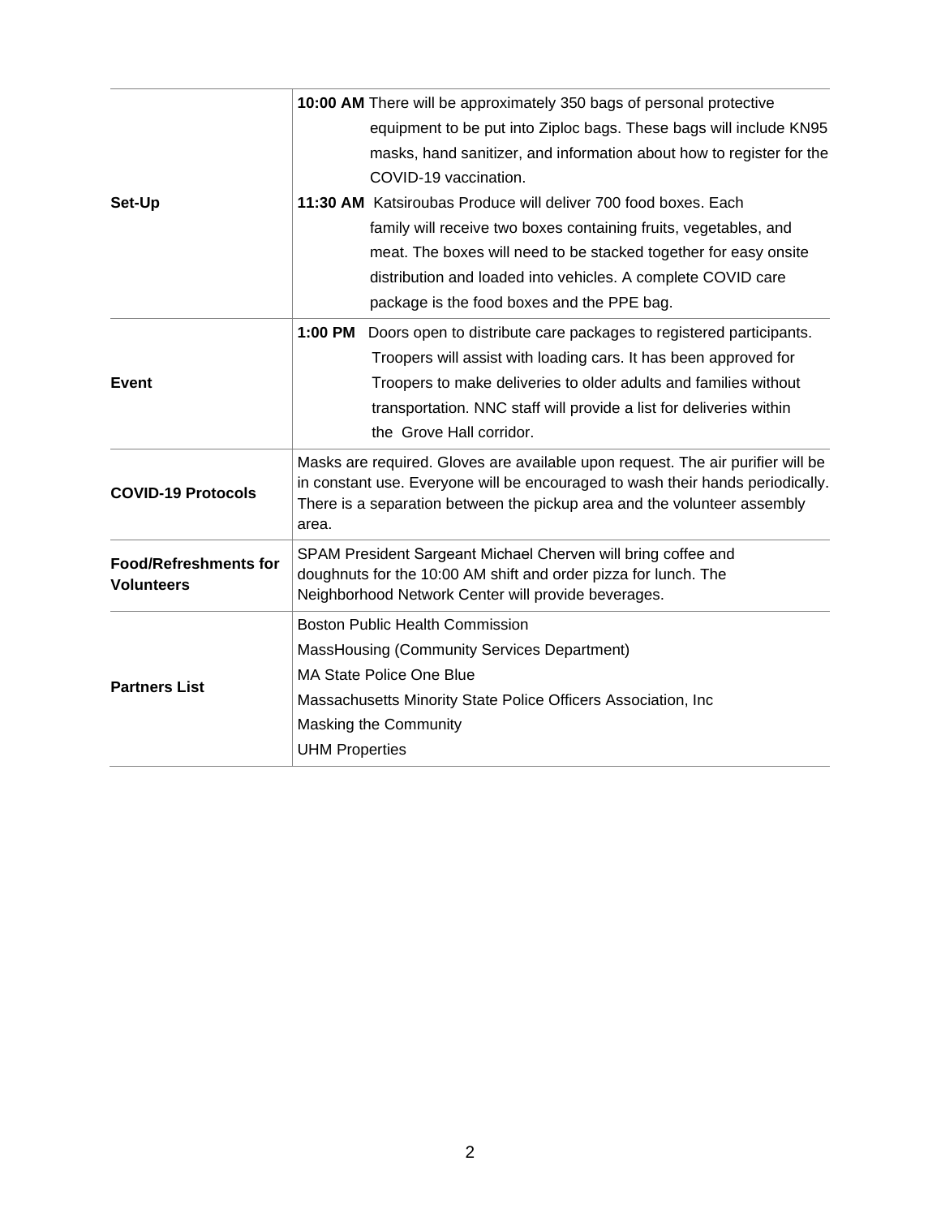| | |
|---|---|
| **Set-Up** | **10:00 AM** There will be approximately 350 bags of personal protective equipment to be put into Ziploc bags. These bags will include KN95 masks, hand sanitizer, and information about how to register for the COVID-19 vaccination.<br>**11:30 AM** Katsiroubas Produce will deliver 700 food boxes. Each family will receive two boxes containing fruits, vegetables, and meat. The boxes will need to be stacked together for easy onsite distribution and loaded into vehicles. A complete COVID care package is the food boxes and the PPE bag. |
| **Event** | **1:00 PM** Doors open to distribute care packages to registered participants. Troopers will assist with loading cars. It has been approved for Troopers to make deliveries to older adults and families without transportation. NNC staff will provide a list for deliveries within the Grove Hall corridor. |
| **COVID-19 Protocols** | Masks are required. Gloves are available upon request. The air purifier will be in constant use. Everyone will be encouraged to wash their hands periodically. There is a separation between the pickup area and the volunteer assembly area. |
| **Food/Refreshments for Volunteers** | SPAM President Sargeant Michael Cherven will bring coffee and doughnuts for the 10:00 AM shift and order pizza for lunch. The Neighborhood Network Center will provide beverages. |
| **Partners List** | Boston Public Health Commission<br>MassHousing (Community Services Department)<br>MA State Police One Blue<br>Massachusetts Minority State Police Officers Association, Inc<br>Masking the Community<br>UHM Properties |